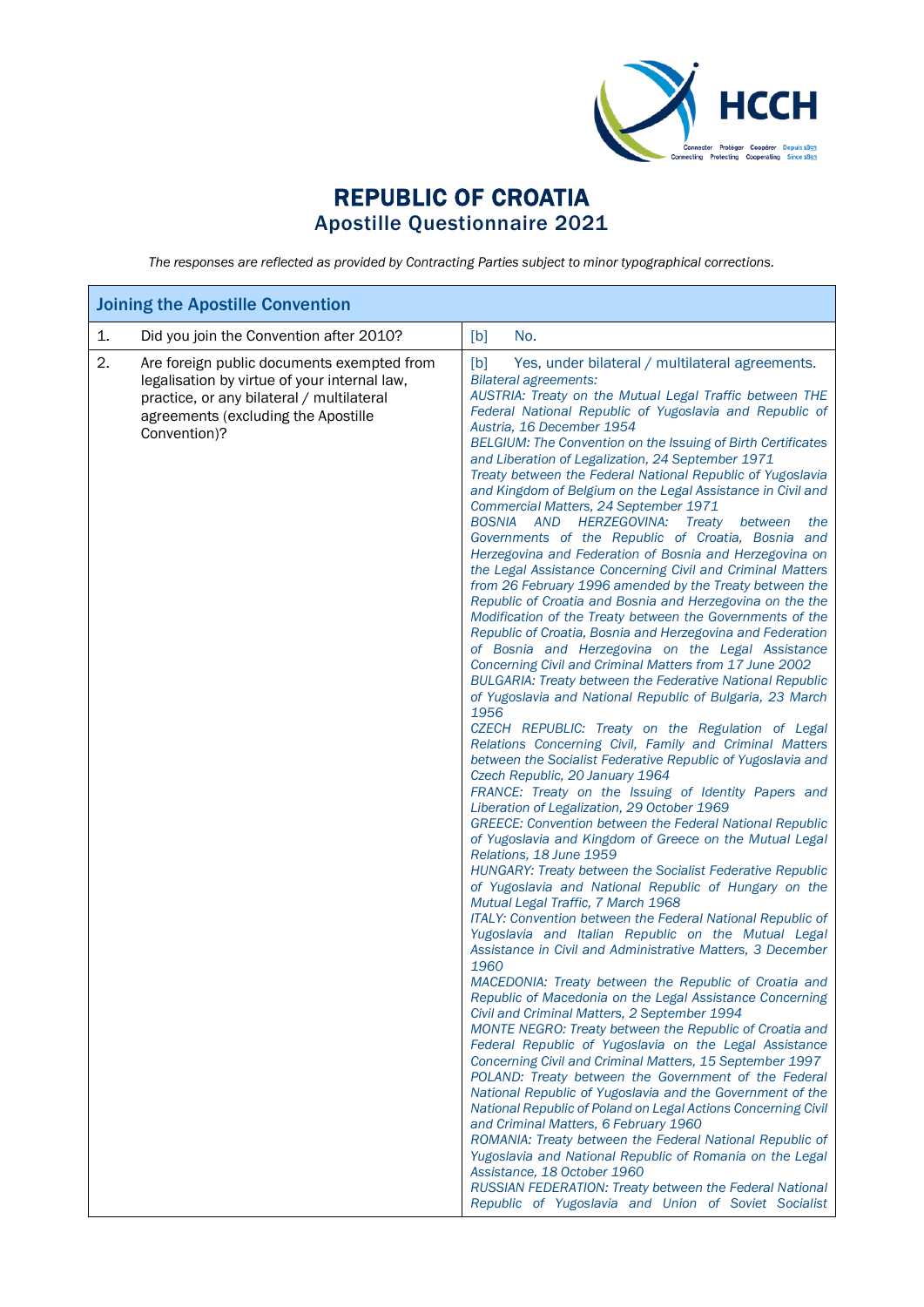# REPUBLIC OF CROATIA
## Apostille Questionnaire 2021

*The responses are reflected as provided by Contracting Parties subject to minor typographical corrections.*

| Joining the Apostille Convention | | |
|---|---|---|
| 1. | Did you join the Convention after 2010? | [b] No. |
| 2. | Are foreign public documents exempted from legalisation by virtue of your internal law, practice, or any bilateral / multilateral agreements (excluding the Apostille Convention)? | [b] Yes, under bilateral / multilateral agreements.<br>*Bilateral agreements:*<br>*AUSTRIA: Treaty on the Mutual Legal Traffic between THE Federal National Republic of Yugoslavia and Republic of Austria, 16 December 1954*<br>*BELGIUM: The Convention on the Issuing of Birth Certificates and Liberation of Legalization, 24 September 1971*<br>*Treaty between the Federal National Republic of Yugoslavia and Kingdom of Belgium on the Legal Assistance in Civil and Commercial Matters, 24 September 1971*<br>*BOSNIA AND HERZEGOVINA: Treaty between the Governments of the Republic of Croatia, Bosnia and Herzegovina and Federation of Bosnia and Herzegovina on the Legal Assistance Concerning Civil and Criminal Matters from 26 February 1996 amended by the Treaty between the Republic of Croatia and Bosnia and Herzegovina on the the Modification of the Treaty between the Governments of the Republic of Croatia, Bosnia and Herzegovina and Federation of Bosnia and Herzegovina on the Legal Assistance Concerning Civil and Criminal Matters from 17 June 2002*<br>*BULGARIA: Treaty between the Federative National Republic of Yugoslavia and National Republic of Bulgaria, 23 March 1956*<br>*CZECH REPUBLIC: Treaty on the Regulation of Legal Relations Concerning Civil, Family and Criminal Matters between the Socialist Federative Republic of Yugoslavia and Czech Republic, 20 January 1964*<br>*FRANCE: Treaty on the Issuing of Identity Papers and Liberation of Legalization, 29 October 1969*<br>*GREECE: Convention between the Federal National Republic of Yugoslavia and Kingdom of Greece on the Mutual Legal Relations, 18 June 1959*<br>*HUNGARY: Treaty between the Socialist Federative Republic of Yugoslavia and National Republic of Hungary on the Mutual Legal Traffic, 7 March 1968*<br>*ITALY: Convention between the Federal National Republic of Yugoslavia and Italian Republic on the Mutual Legal Assistance in Civil and Administrative Matters, 3 December 1960*<br>*MACEDONIA: Treaty between the Republic of Croatia and Republic of Macedonia on the Legal Assistance Concerning Civil and Criminal Matters, 2 September 1994*<br>*MONTE NEGRO: Treaty between the Republic of Croatia and Federal Republic of Yugoslavia on the Legal Assistance Concerning Civil and Criminal Matters, 15 September 1997*<br>*POLAND: Treaty between the Government of the Federal National Republic of Yugoslavia and the Government of the National Republic of Poland on Legal Actions Concerning Civil and Criminal Matters, 6 February 1960*<br>*ROMANIA: Treaty between the Federal National Republic of Yugoslavia and National Republic of Romania on the Legal Assistance, 18 October 1960*<br>*RUSSIAN FEDERATION: Treaty between the Federal National Republic of Yugoslavia and Union of Soviet Socialist* |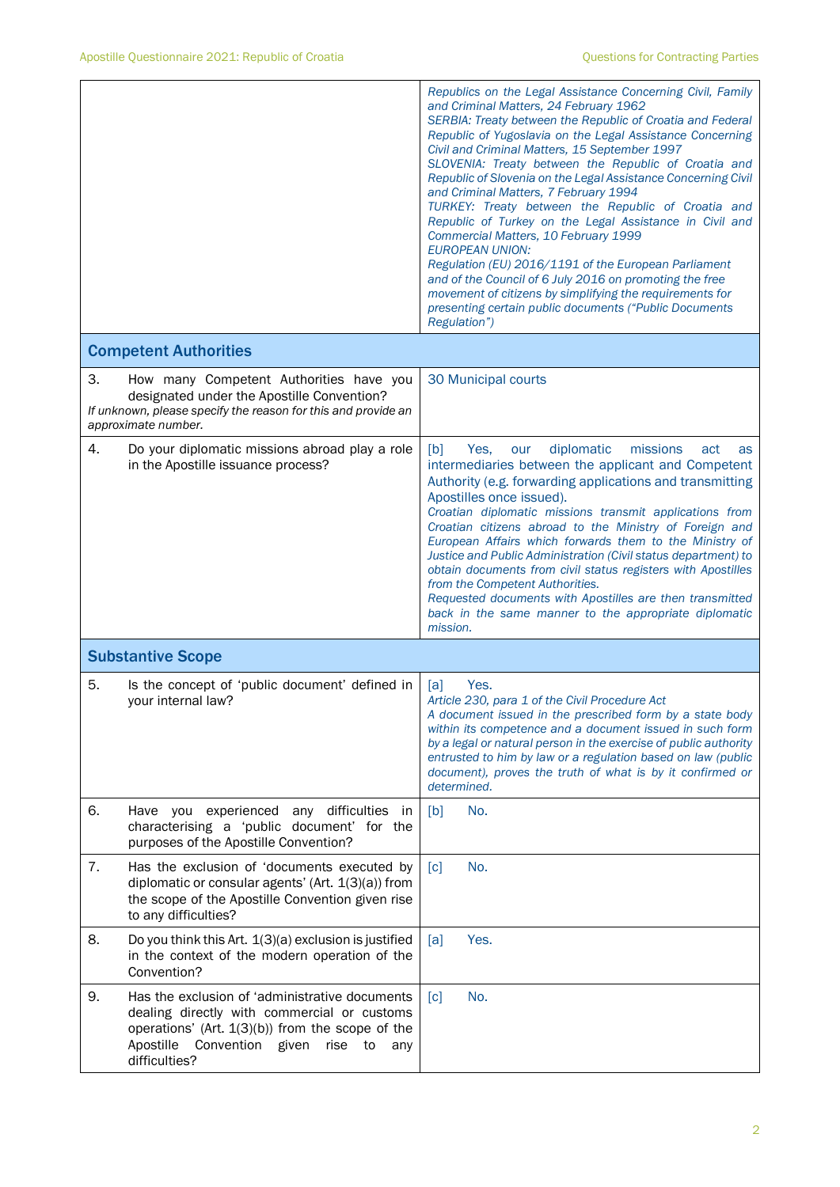| | |
|---|---|
| | *Republics on the Legal Assistance Concerning Civil, Family and Criminal Matters, 24 February 1962*<br>*SERBIA: Treaty between the Republic of Croatia and Federal Republic of Yugoslavia on the Legal Assistance Concerning Civil and Criminal Matters, 15 September 1997*<br>*SLOVENIA: Treaty between the Republic of Croatia and Republic of Slovenia on the Legal Assistance Concerning Civil and Criminal Matters, 7 February 1994*<br>*TURKEY: Treaty between the Republic of Croatia and Republic of Turkey on the Legal Assistance in Civil and Commercial Matters, 10 February 1999*<br>*EUROPEAN UNION:*<br>*Regulation (EU) 2016/1191 of the European Parliament and of the Council of 6 July 2016 on promoting the free movement of citizens by simplifying the requirements for presenting certain public documents ("Public Documents Regulation")* |
| **Competent Authorities** | |
| 3. How many Competent Authorities have you designated under the Apostille Convention?<br>*If unknown, please specify the reason for this and provide an approximate number.* | 30 Municipal courts |
| 4. Do your diplomatic missions abroad play a role in the Apostille issuance process? | [b] Yes, our diplomatic missions act as intermediaries between the applicant and Competent Authority (e.g. forwarding applications and transmitting Apostilles once issued).<br>*Croatian diplomatic missions transmit applications from Croatian citizens abroad to the Ministry of Foreign and European Affairs which forwards them to the Ministry of Justice and Public Administration (Civil status department) to obtain documents from civil status registers with Apostilles from the Competent Authorities.*<br>*Requested documents with Apostilles are then transmitted back in the same manner to the appropriate diplomatic mission.* |
| **Substantive Scope** | |
| 5. Is the concept of 'public document' defined in your internal law? | [a] Yes.<br>*Article 230, para 1 of the Civil Procedure Act*<br>*A document issued in the prescribed form by a state body within its competence and a document issued in such form by a legal or natural person in the exercise of public authority entrusted to him by law or a regulation based on law (public document), proves the truth of what is by it confirmed or determined.* |
| 6. Have you experienced any difficulties in characterising a 'public document' for the purposes of the Apostille Convention? | [b] No. |
| 7. Has the exclusion of 'documents executed by diplomatic or consular agents' (Art. 1(3)(a)) from the scope of the Apostille Convention given rise to any difficulties? | [c] No. |
| 8. Do you think this Art. 1(3)(a) exclusion is justified in the context of the modern operation of the Convention? | [a] Yes. |
| 9. Has the exclusion of 'administrative documents dealing directly with commercial or customs operations' (Art. 1(3)(b)) from the scope of the Apostille Convention given rise to any difficulties? | [c] No. |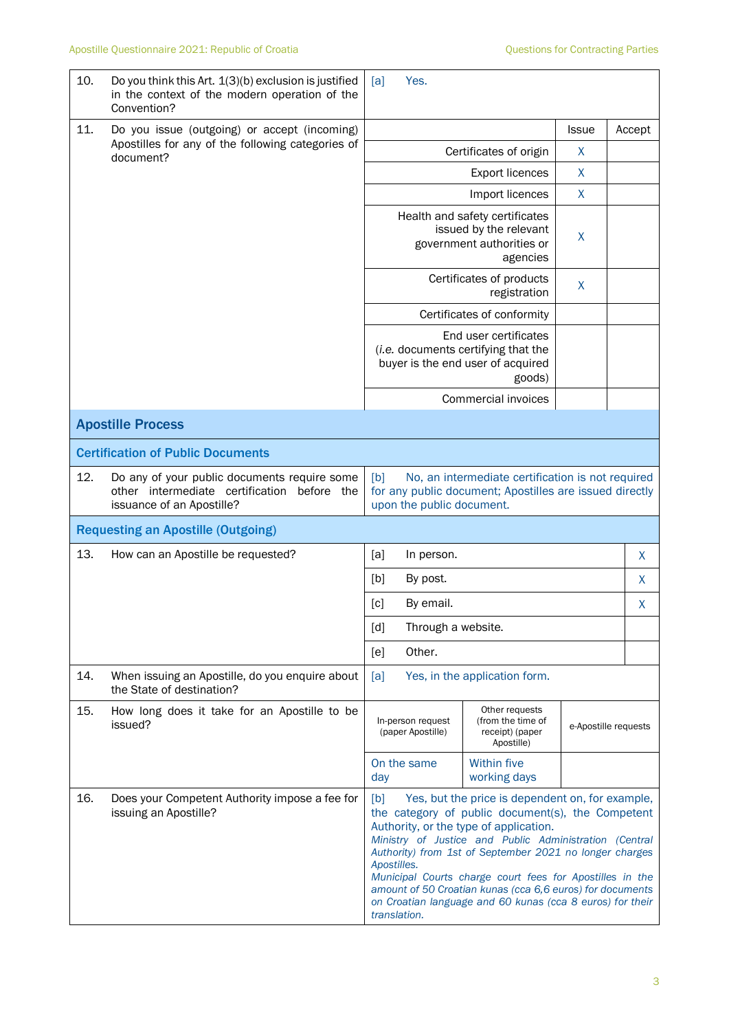| | | | | |
|---|---|---|---|---|
| 10. | Do you think this Art. 1(3)(b) exclusion is justified in the context of the modern operation of the Convention? | [a] Yes. | | |
| 11. | Do you issue (outgoing) or accept (incoming) Apostilles for any of the following categories of document? | | Issue | Accept |
| | | Certificates of origin | X | |
| | | Export licences | X | |
| | | Import licences | X | |
| | | Health and safety certificates issued by the relevant government authorities or agencies | X | |
| | | Certificates of products registration | X | |
| | | Certificates of conformity | | |
| | | End user certificates (*i.e.* documents certifying that the buyer is the end user of acquired goods) | | |
| | | Commercial invoices | | |

## Apostille Process

### Certification of Public Documents

| | | |
|---|---|---|
| 12. | Do any of your public documents require some other intermediate certification before the issuance of an Apostille? | [b] No, an intermediate certification is not required for any public document; Apostilles are issued directly upon the public document. |

### Requesting an Apostille (Outgoing)

| | | | |
|---|---|---|---|
| 13. | How can an Apostille be requested? | [a] In person. | X |
| | | [b] By post. | X |
| | | [c] By email. | X |
| | | [d] Through a website. | |
| | | [e] Other. | |
| 14. | When issuing an Apostille, do you enquire about the State of destination? | [a] Yes, in the application form. | |

| | | In-person request (paper Apostille) | Other requests (from the time of receipt) (paper Apostille) | e-Apostille requests |
|---|---|---|---|---|
| 15. | How long does it take for an Apostille to be issued? | On the same day | Within five working days | |

| | | |
|---|---|---|
| 16. | Does your Competent Authority impose a fee for issuing an Apostille? | [b] Yes, but the price is dependent on, for example, the category of public document(s), the Competent Authority, or the type of application.<br>*Ministry of Justice and Public Administration (Central Authority) from 1st of September 2021 no longer charges Apostilles.*<br>*Municipal Courts charge court fees for Apostilles in the amount of 50 Croatian kunas (cca 6,6 euros) for documents on Croatian language and 60 kunas (cca 8 euros) for their translation.* |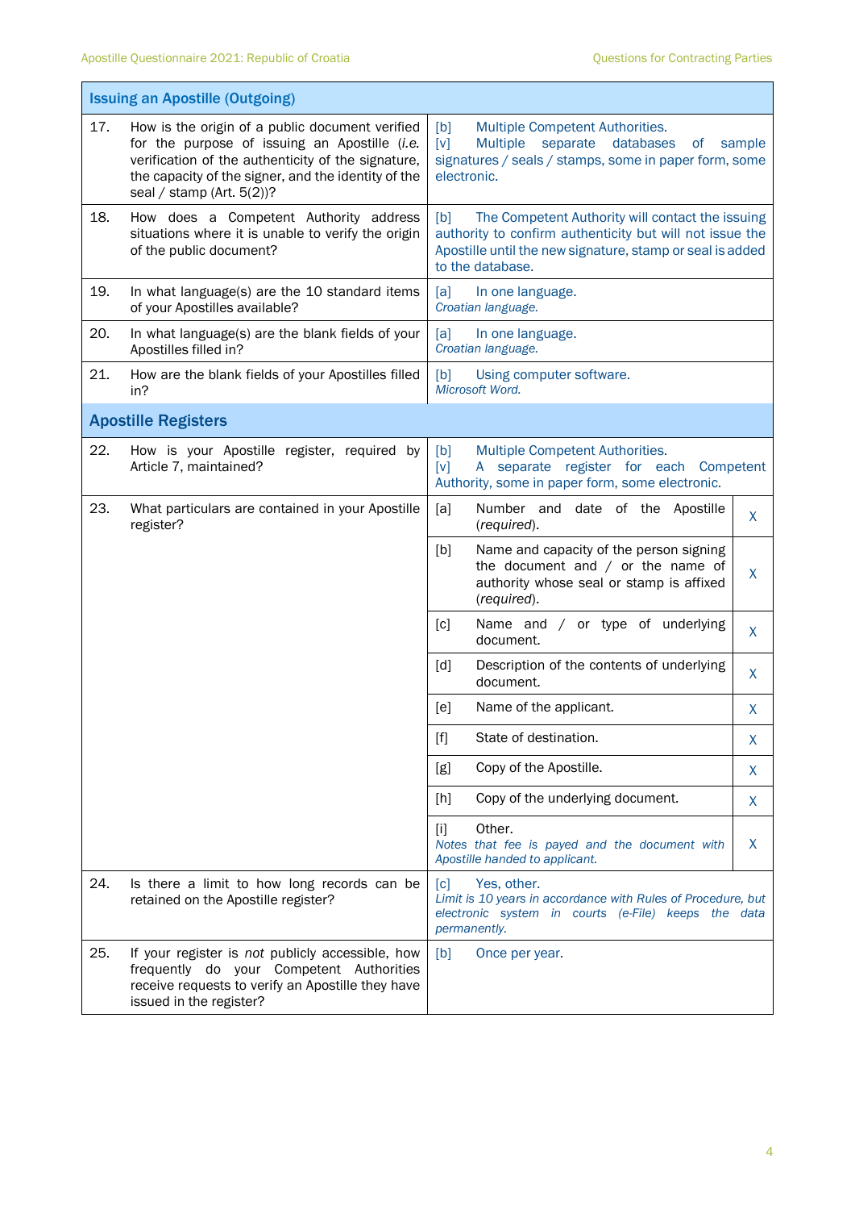## Issuing an Apostille (Outgoing)

| | Question | Answer | |
|---|---|---|---|
| 17. | How is the origin of a public document verified for the purpose of issuing an Apostille (*i.e.* verification of the authenticity of the signature, the capacity of the signer, and the identity of the seal / stamp (Art. 5(2))? | [b] Multiple Competent Authorities. [v] Multiple separate databases of sample signatures / seals / stamps, some in paper form, some electronic. | |
| 18. | How does a Competent Authority address situations where it is unable to verify the origin of the public document? | [b] The Competent Authority will contact the issuing authority to confirm authenticity but will not issue the Apostille until the new signature, stamp or seal is added to the database. | |
| 19. | In what language(s) are the 10 standard items of your Apostilles available? | [a] In one language. *Croatian language.* | |
| 20. | In what language(s) are the blank fields of your Apostilles filled in? | [a] In one language. *Croatian language.* | |
| 21. | How are the blank fields of your Apostilles filled in? | [b] Using computer software. *Microsoft Word.* | |

## Apostille Registers

| | Question | Answer | |
|---|---|---|---|
| 22. | How is your Apostille register, required by Article 7, maintained? | [b] Multiple Competent Authorities. [v] A separate register for each Competent Authority, some in paper form, some electronic. | |
| 23. | What particulars are contained in your Apostille register? | [a] Number and date of the Apostille (*required*). | X |
| | | [b] Name and capacity of the person signing the document and / or the name of authority whose seal or stamp is affixed (*required*). | X |
| | | [c] Name and / or type of underlying document. | X |
| | | [d] Description of the contents of underlying document. | X |
| | | [e] Name of the applicant. | X |
| | | [f] State of destination. | X |
| | | [g] Copy of the Apostille. | X |
| | | [h] Copy of the underlying document. | X |
| | | [i] Other. *Notes that fee is payed and the document with Apostille handed to applicant.* | X |
| 24. | Is there a limit to how long records can be retained on the Apostille register? | [c] Yes, other. *Limit is 10 years in accordance with Rules of Procedure, but electronic system in courts (e-File) keeps the data permanently.* | |
| 25. | If your register is *not* publicly accessible, how frequently do your Competent Authorities receive requests to verify an Apostille they have issued in the register? | [b] Once per year. | |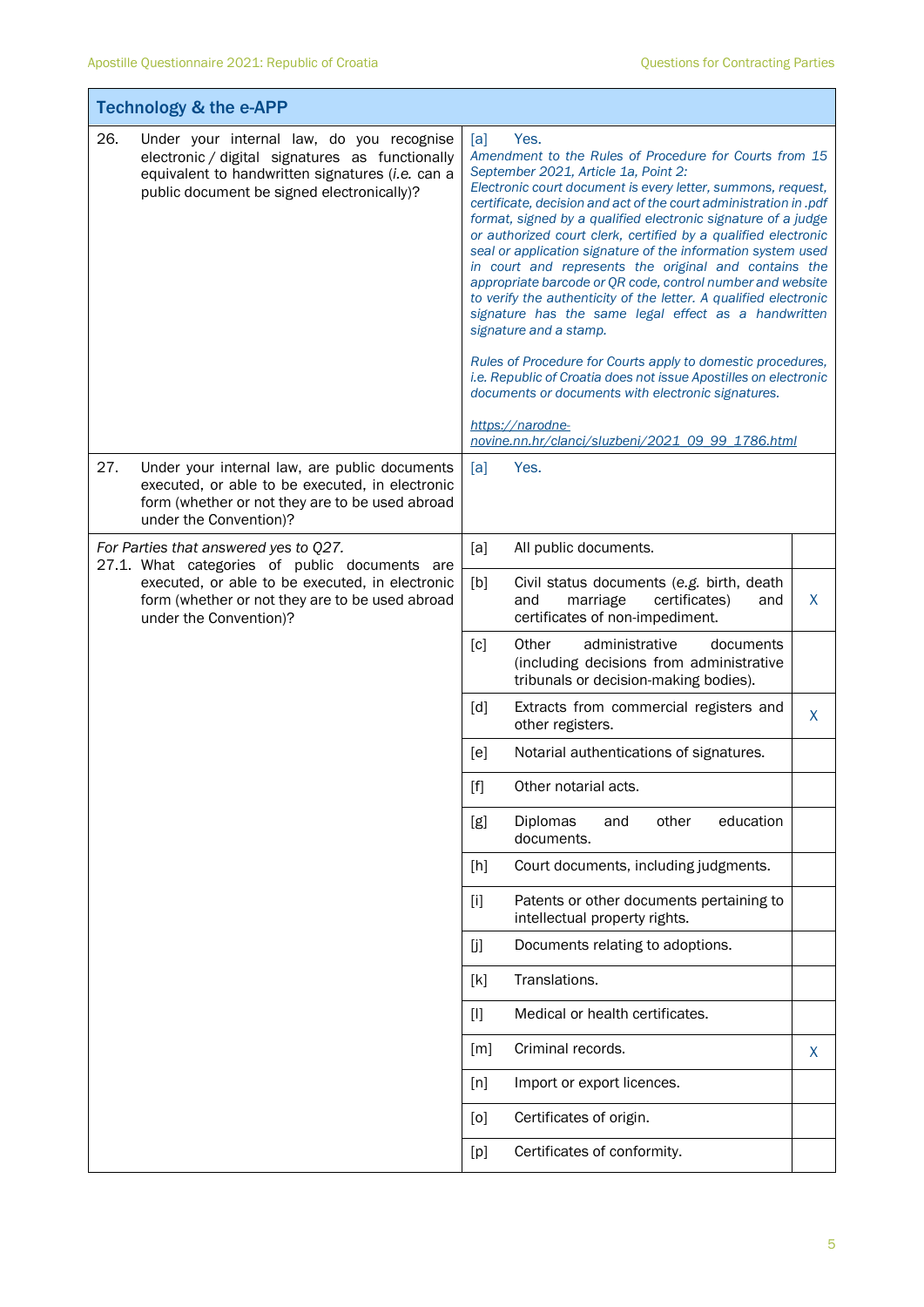| Technology & the e-APP | | |
|---|---|---|
| 26. Under your internal law, do you recognise electronic / digital signatures as functionally equivalent to handwritten signatures (*i.e.* can a public document be signed electronically)? | [a] Yes.<br>*Amendment to the Rules of Procedure for Courts from 15 September 2021, Article 1a, Point 2:*<br>*Electronic court document is every letter, summons, request, certificate, decision and act of the court administration in .pdf format, signed by a qualified electronic signature of a judge or authorized court clerk, certified by a qualified electronic seal or application signature of the information system used in court and represents the original and contains the appropriate barcode or QR code, control number and website to verify the authenticity of the letter. A qualified electronic signature has the same legal effect as a handwritten signature and a stamp.*<br><br>*Rules of Procedure for Courts apply to domestic procedures, i.e. Republic of Croatia does not issue Apostilles on electronic documents or documents with electronic signatures.*<br><br>*https://narodne-novine.nn.hr/clanci/sluzbeni/2021_09_99_1786.html* | |
| 27. Under your internal law, are public documents executed, or able to be executed, in electronic form (whether or not they are to be used abroad under the Convention)? | [a] Yes. | |
| *For Parties that answered yes to Q27.*<br>27.1. What categories of public documents are executed, or able to be executed, in electronic form (whether or not they are to be used abroad under the Convention)? | [a] All public documents. | |
| | [b] Civil status documents (e.g. birth, death and marriage certificates) and certificates of non-impediment. | X |
| | [c] Other administrative documents (including decisions from administrative tribunals or decision-making bodies). | |
| | [d] Extracts from commercial registers and other registers. | X |
| | [e] Notarial authentications of signatures. | |
| | [f] Other notarial acts. | |
| | [g] Diplomas and other education documents. | |
| | [h] Court documents, including judgments. | |
| | [i] Patents or other documents pertaining to intellectual property rights. | |
| | [j] Documents relating to adoptions. | |
| | [k] Translations. | |
| | [l] Medical or health certificates. | |
| | [m] Criminal records. | X |
| | [n] Import or export licences. | |
| | [o] Certificates of origin. | |
| | [p] Certificates of conformity. | |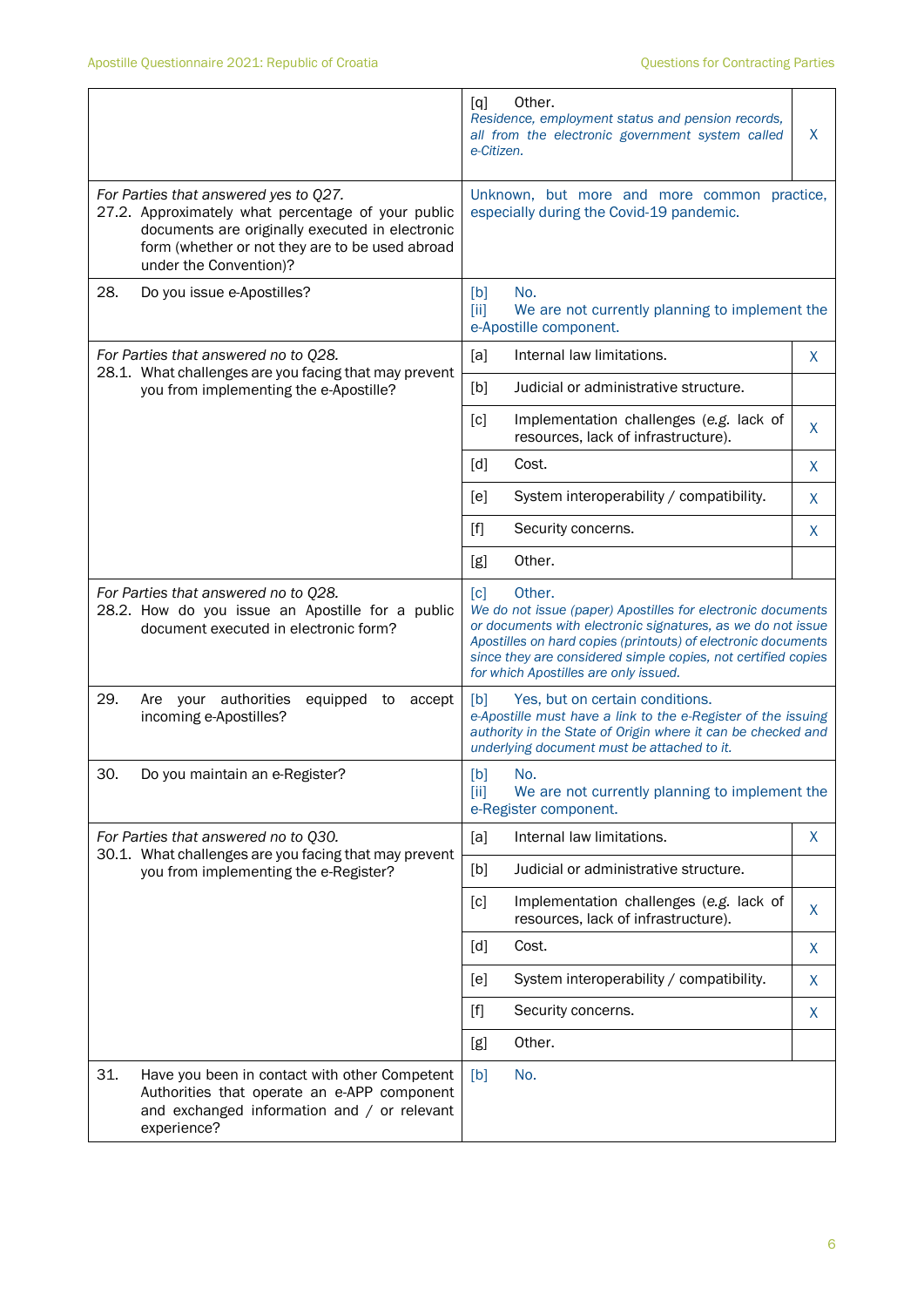| | | |
|---|---|---|
| | [q] Other.<br>*Residence, employment status and pension records, all from the electronic government system called e-Citizen.* | X |
| *For Parties that answered yes to Q27.*<br>27.2. Approximately what percentage of your public documents are originally executed in electronic form (whether or not they are to be used abroad under the Convention)? | Unknown, but more and more common practice, especially during the Covid-19 pandemic. | |
| 28. Do you issue e-Apostilles? | [b] No.<br>[ii] We are not currently planning to implement the e-Apostille component. | |
| *For Parties that answered no to Q28.*<br>28.1. What challenges are you facing that may prevent you from implementing the e-Apostille? | [a] Internal law limitations. | X |
| | [b] Judicial or administrative structure. | |
| | [c] Implementation challenges (*e.g.* lack of resources, lack of infrastructure). | X |
| | [d] Cost. | X |
| | [e] System interoperability / compatibility. | X |
| | [f] Security concerns. | X |
| | [g] Other. | |
| *For Parties that answered no to Q28.*<br>28.2. How do you issue an Apostille for a public document executed in electronic form? | [c] Other.<br>*We do not issue (paper) Apostilles for electronic documents or documents with electronic signatures, as we do not issue Apostilles on hard copies (printouts) of electronic documents since they are considered simple copies, not certified copies for which Apostilles are only issued.* | |
| 29. Are your authorities equipped to accept incoming e-Apostilles? | [b] Yes, but on certain conditions.<br>*e-Apostille must have a link to the e-Register of the issuing authority in the State of Origin where it can be checked and underlying document must be attached to it.* | |
| 30. Do you maintain an e-Register? | [b] No.<br>[ii] We are not currently planning to implement the e-Register component. | |
| *For Parties that answered no to Q30.*<br>30.1. What challenges are you facing that may prevent you from implementing the e-Register? | [a] Internal law limitations. | X |
| | [b] Judicial or administrative structure. | |
| | [c] Implementation challenges (*e.g.* lack of resources, lack of infrastructure). | X |
| | [d] Cost. | X |
| | [e] System interoperability / compatibility. | X |
| | [f] Security concerns. | X |
| | [g] Other. | |
| 31. Have you been in contact with other Competent Authorities that operate an e-APP component and exchanged information and / or relevant experience? | [b] No. | |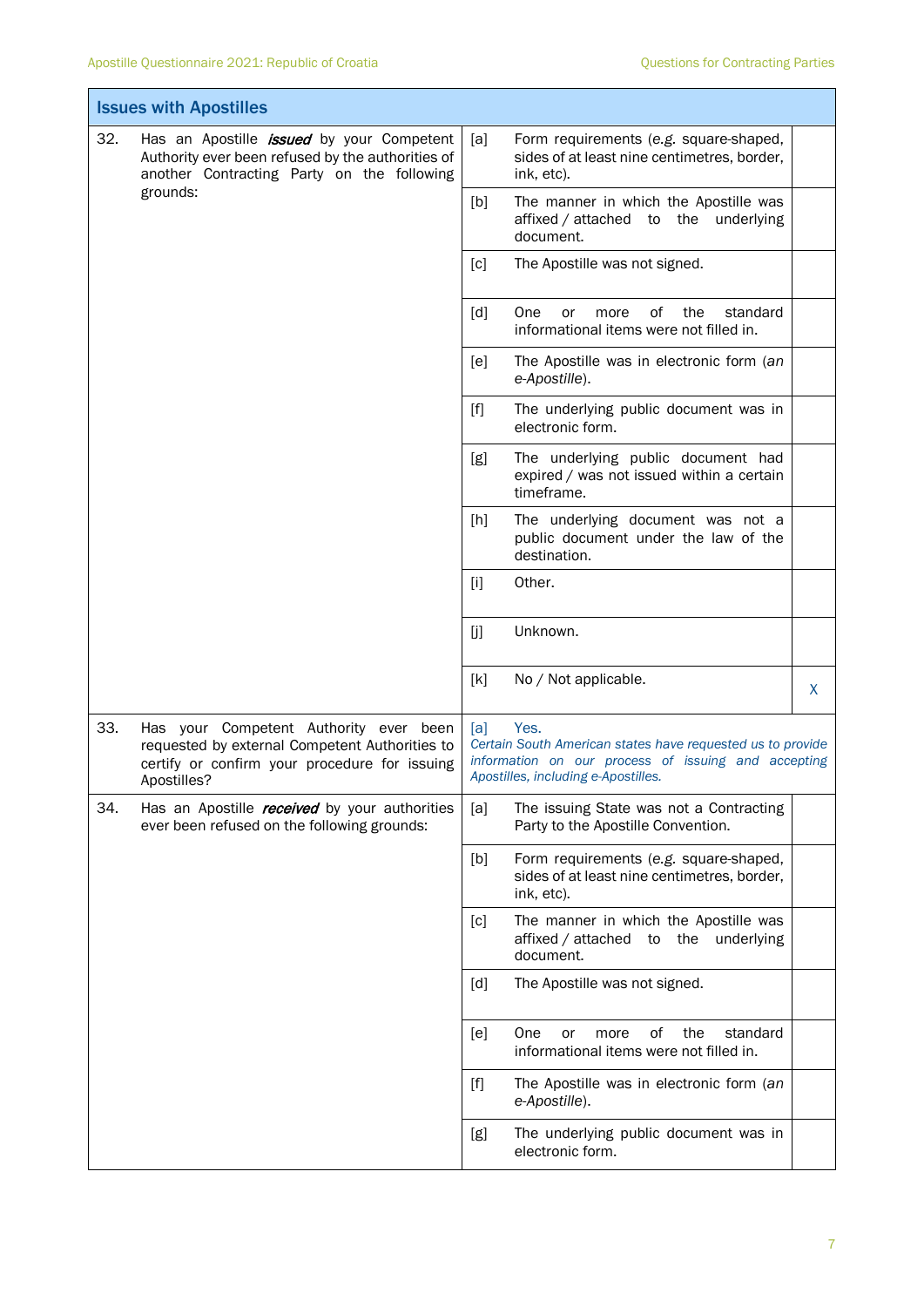| Issues with Apostilles | | | |
|---|---|---|---|
| 32. Has an Apostille ***issued*** by your Competent Authority ever been refused by the authorities of another Contracting Party on the following grounds: | [a] | Form requirements (e.g. square-shaped, sides of at least nine centimetres, border, ink, etc). | |
| | [b] | The manner in which the Apostille was affixed / attached to the underlying document. | |
| | [c] | The Apostille was not signed. | |
| | [d] | One or more of the standard informational items were not filled in. | |
| | [e] | The Apostille was in electronic form (*an e-Apostille*). | |
| | [f] | The underlying public document was in electronic form. | |
| | [g] | The underlying public document had expired / was not issued within a certain timeframe. | |
| | [h] | The underlying document was not a public document under the law of the destination. | |
| | [i] | Other. | |
| | [j] | Unknown. | |
| | [k] | No / Not applicable. | X |
| 33. Has your Competent Authority ever been requested by external Competent Authorities to certify or confirm your procedure for issuing Apostilles? | [a] | Yes. *Certain South American states have requested us to provide information on our process of issuing and accepting Apostilles, including e-Apostilles.* | |
| 34. Has an Apostille ***received*** by your authorities ever been refused on the following grounds: | [a] | The issuing State was not a Contracting Party to the Apostille Convention. | |
| | [b] | Form requirements (e.g. square-shaped, sides of at least nine centimetres, border, ink, etc). | |
| | [c] | The manner in which the Apostille was affixed / attached to the underlying document. | |
| | [d] | The Apostille was not signed. | |
| | [e] | One or more of the standard informational items were not filled in. | |
| | [f] | The Apostille was in electronic form (*an e-Apostille*). | |
| | [g] | The underlying public document was in electronic form. | |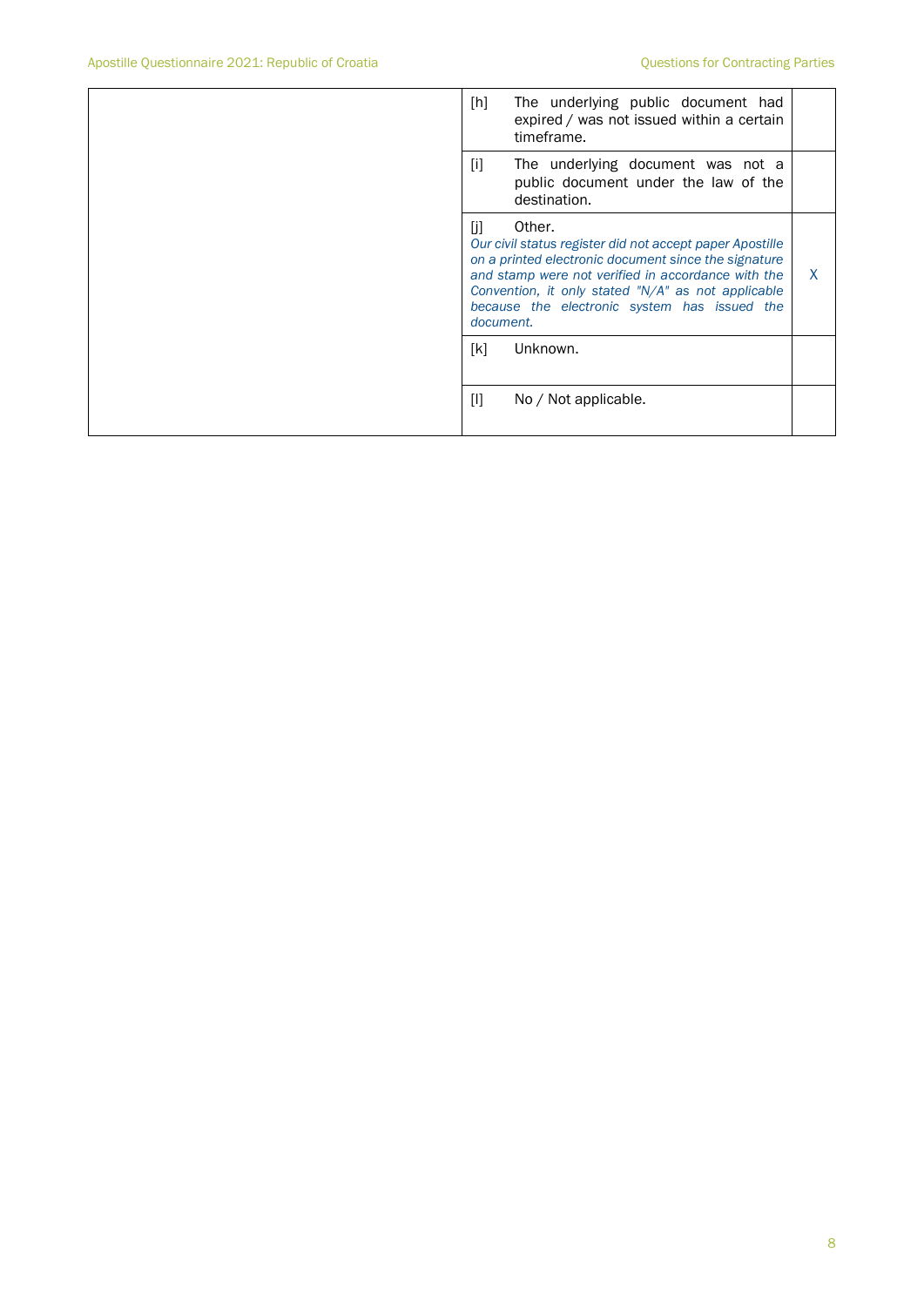| | | |
|---|---|---|
| | [h] The underlying public document had expired / was not issued within a certain timeframe. | |
| | [i] The underlying document was not a public document under the law of the destination. | |
| | [j] Other. *Our civil status register did not accept paper Apostille on a printed electronic document since the signature and stamp were not verified in accordance with the Convention, it only stated "N/A" as not applicable because the electronic system has issued the document.* | X |
| | [k] Unknown. | |
| | [l] No / Not applicable. | |